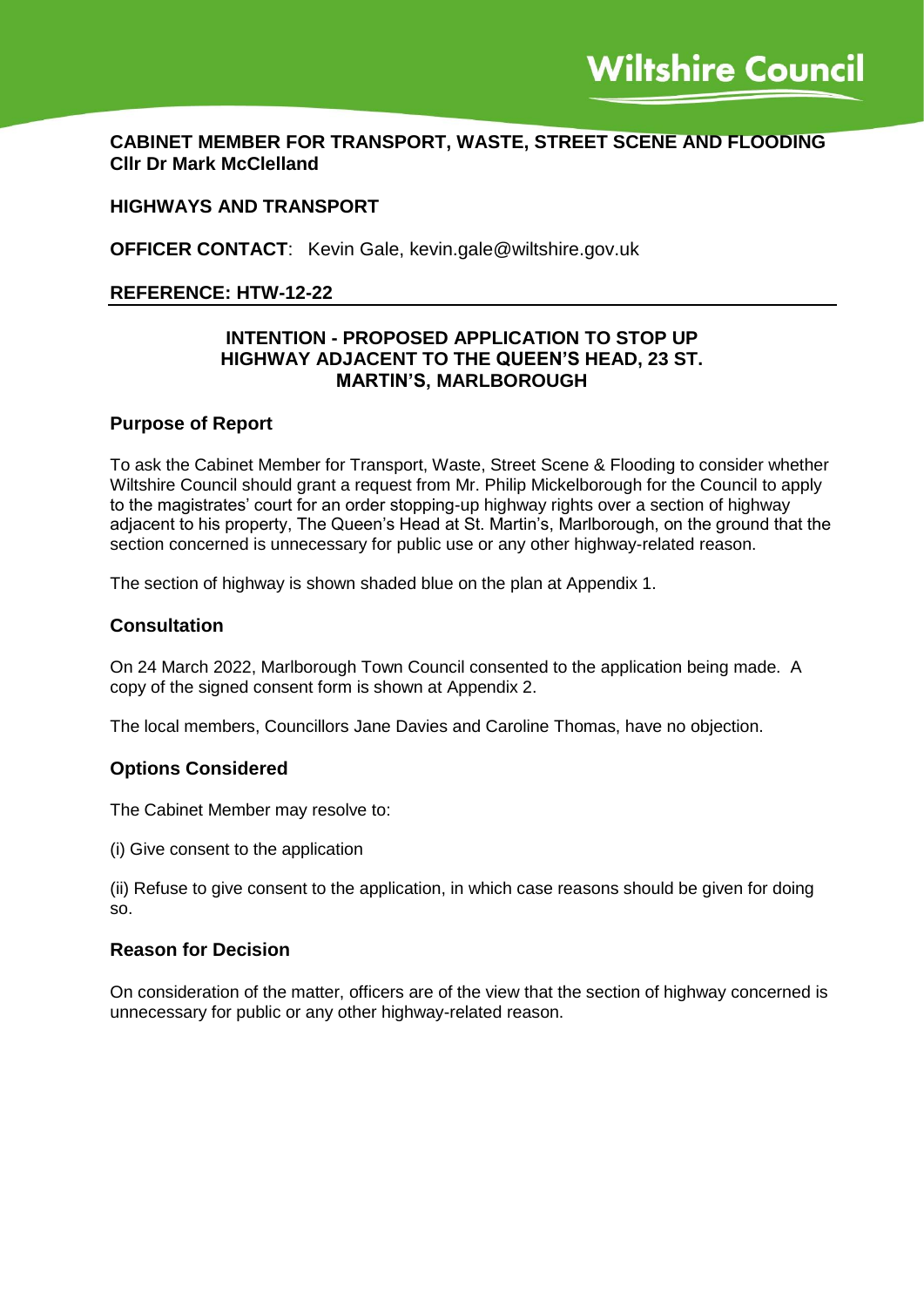Wiltshire Council

**CABINET MEMBER FOR TRANSPORT, WASTE, STREET SCENE AND FLOODING**
**Cllr Dr Mark McClelland**

**HIGHWAYS AND TRANSPORT**

**OFFICER CONTACT**: Kevin Gale, kevin.gale@wiltshire.gov.uk

**REFERENCE: HTW-12-22**

## INTENTION - PROPOSED APPLICATION TO STOP UP HIGHWAY ADJACENT TO THE QUEEN'S HEAD, 23 ST. MARTIN'S, MARLBOROUGH

### Purpose of Report

To ask the Cabinet Member for Transport, Waste, Street Scene & Flooding to consider whether Wiltshire Council should grant a request from Mr. Philip Mickelborough for the Council to apply to the magistrates' court for an order stopping-up highway rights over a section of highway adjacent to his property, The Queen's Head at St. Martin's, Marlborough, on the ground that the section concerned is unnecessary for public use or any other highway-related reason.

The section of highway is shown shaded blue on the plan at Appendix 1.

### Consultation

On 24 March 2022, Marlborough Town Council consented to the application being made. A copy of the signed consent form is shown at Appendix 2.

The local members, Councillors Jane Davies and Caroline Thomas, have no objection.

### Options Considered

The Cabinet Member may resolve to:

(i) Give consent to the application

(ii) Refuse to give consent to the application, in which case reasons should be given for doing so.

### Reason for Decision

On consideration of the matter, officers are of the view that the section of highway concerned is unnecessary for public or any other highway-related reason.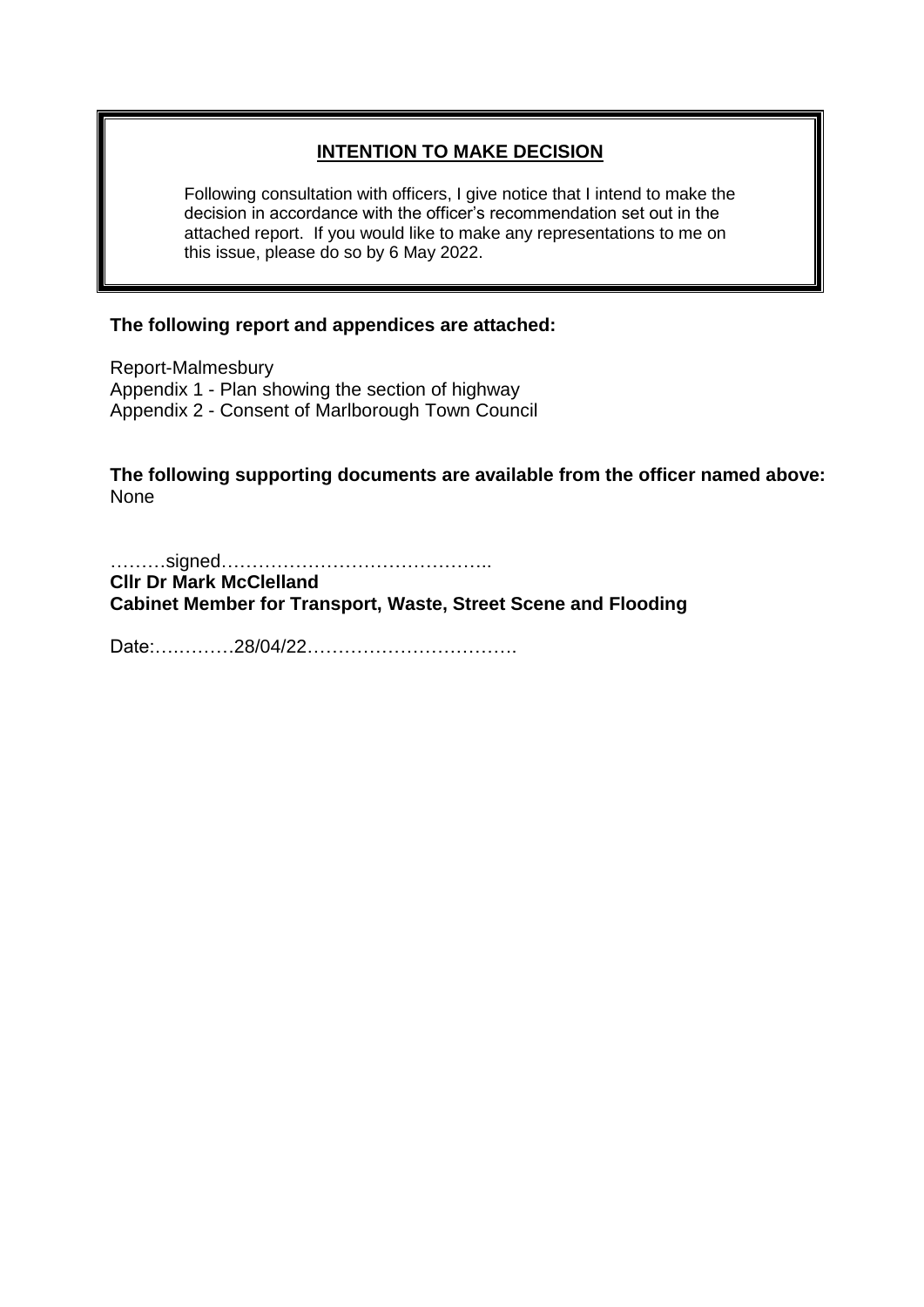**INTENTION TO MAKE DECISION**

Following consultation with officers, I give notice that I intend to make the decision in accordance with the officer's recommendation set out in the attached report. If you would like to make any representations to me on this issue, please do so by 6 May 2022.

**The following report and appendices are attached:**

Report-Malmesbury
Appendix 1 - Plan showing the section of highway
Appendix 2 - Consent of Marlborough Town Council

**The following supporting documents are available from the officer named above:**
None

………signed……………………………………..
**Cllr Dr Mark McClelland**
**Cabinet Member for Transport, Waste, Street Scene and Flooding**

Date:….………28/04/22…………………………….